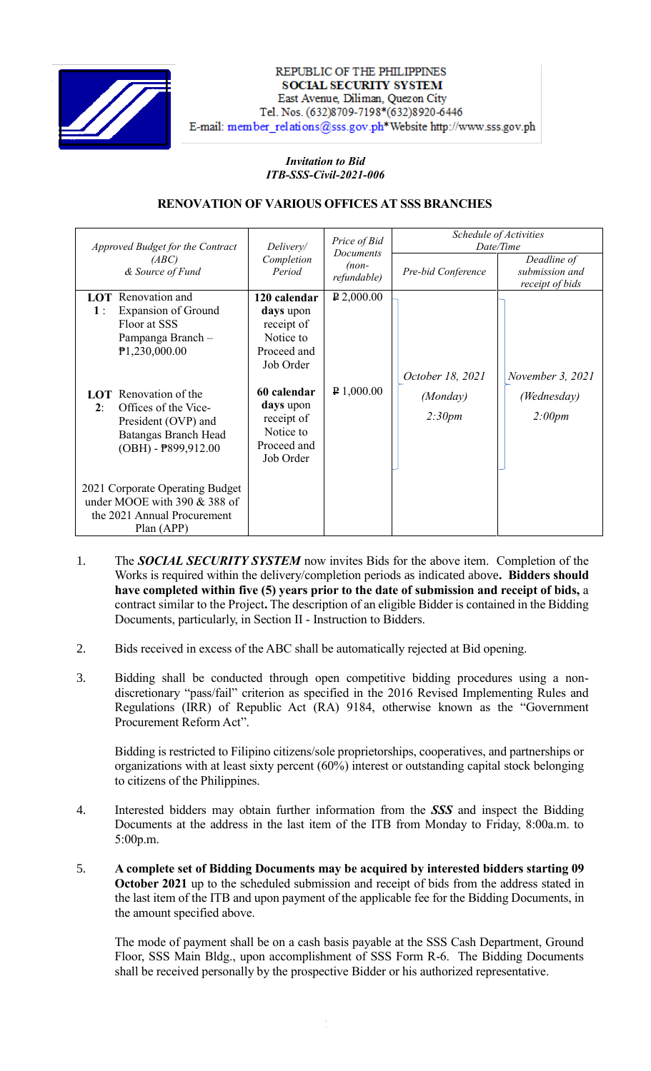REPUBLIC OF THE PHILIPPINES
**SOCIAL SECURITY SYSTEM**
East Avenue, Diliman, Quezon City
Tel. Nos. (632)8709-7198*(632)8920-6446
E-mail: member_relations@sss.gov.ph*Website http://www.sss.gov.ph

***Invitation to Bid***
***ITB-SSS-Civil-2021-006***

## RENOVATION OF VARIOUS OFFICES AT SSS BRANCHES

| *Approved Budget for the Contract (ABC) & Source of Fund* | *Delivery/ Completion Period* | *Price of Bid Documents (non-refundable)* | *Schedule of Activities Date/Time* | |
|---|---|---|---|---|
| | | | *Pre-bid Conference* | *Deadline of submission and receipt of bids* |
| **LOT 1**: Renovation and Expansion of Ground Floor at SSS Pampanga Branch – ₱1,230,000.00 | **120 calendar days** upon receipt of Notice to Proceed and Job Order | ₱ 2,000.00 | *October 18, 2021 (Monday) 2:30pm* | *November 3, 2021 (Wednesday) 2:00pm* |
| **LOT 2**: Renovation of the Offices of the Vice-President (OVP) and Batangas Branch Head (OBH) - ₱899,912.00 | **60 calendar days** upon receipt of Notice to Proceed and Job Order | ₱ 1,000.00 | | |
| 2021 Corporate Operating Budget under MOOE with 390 & 388 of the 2021 Annual Procurement Plan (APP) | | | | |

1. The ***SOCIAL SECURITY SYSTEM*** now invites Bids for the above item. Completion of the Works is required within the delivery/completion periods as indicated above**. Bidders should have completed within five (5) years prior to the date of submission and receipt of bids,** a contract similar to the Project**.** The description of an eligible Bidder is contained in the Bidding Documents, particularly, in Section II - Instruction to Bidders.

2. Bids received in excess of the ABC shall be automatically rejected at Bid opening.

3. Bidding shall be conducted through open competitive bidding procedures using a non-discretionary "pass/fail" criterion as specified in the 2016 Revised Implementing Rules and Regulations (IRR) of Republic Act (RA) 9184, otherwise known as the "Government Procurement Reform Act".

   Bidding is restricted to Filipino citizens/sole proprietorships, cooperatives, and partnerships or organizations with at least sixty percent (60%) interest or outstanding capital stock belonging to citizens of the Philippines.

4. Interested bidders may obtain further information from the ***SSS*** and inspect the Bidding Documents at the address in the last item of the ITB from Monday to Friday, 8:00a.m. to 5:00p.m.

5. **A complete set of Bidding Documents may be acquired by interested bidders starting 09 October 2021** up to the scheduled submission and receipt of bids from the address stated in the last item of the ITB and upon payment of the applicable fee for the Bidding Documents, in the amount specified above.

   The mode of payment shall be on a cash basis payable at the SSS Cash Department, Ground Floor, SSS Main Bldg., upon accomplishment of SSS Form R-6. The Bidding Documents shall be received personally by the prospective Bidder or his authorized representative.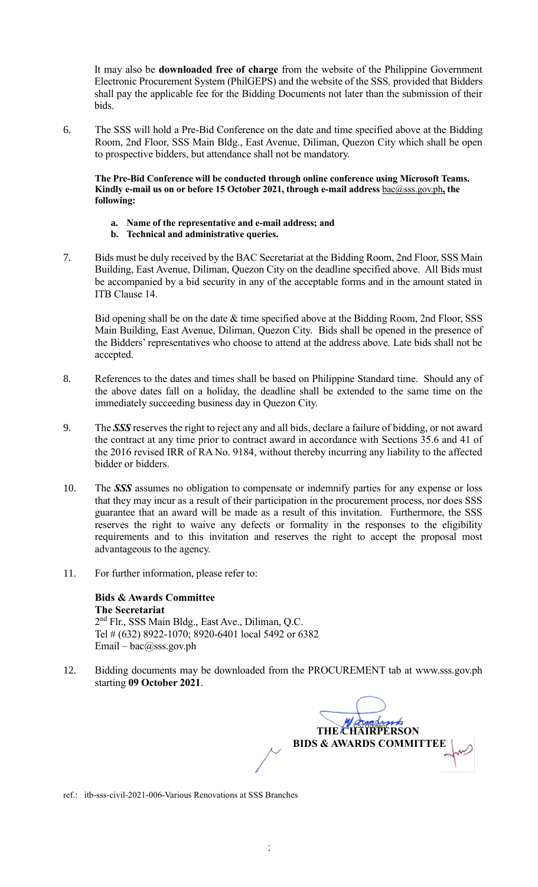It may also be **downloaded free of charge** from the website of the Philippine Government Electronic Procurement System (PhilGEPS) and the website of the SSS*,* provided that Bidders shall pay the applicable fee for the Bidding Documents not later than the submission of their bids.

6. The SSS will hold a Pre-Bid Conference on the date and time specified above at the Bidding Room, 2nd Floor, SSS Main Bldg., East Avenue, Diliman, Quezon City which shall be open to prospective bidders, but attendance shall not be mandatory.

   **The Pre-Bid Conference will be conducted through online conference using Microsoft Teams. Kindly e-mail us on or before 15 October 2021, through e-mail address** bac@sss.gov.ph**, the following:**

   **a. Name of the representative and e-mail address; and**
   **b. Technical and administrative queries.**

7. Bids must be duly received by the BAC Secretariat at the Bidding Room, 2nd Floor, SSS Main Building, East Avenue, Diliman, Quezon City on the deadline specified above. All Bids must be accompanied by a bid security in any of the acceptable forms and in the amount stated in ITB Clause 14.

   Bid opening shall be on the date & time specified above at the Bidding Room, 2nd Floor, SSS Main Building, East Avenue, Diliman, Quezon City. Bids shall be opened in the presence of the Bidders' representatives who choose to attend at the address above. Late bids shall not be accepted.

8. References to the dates and times shall be based on Philippine Standard time. Should any of the above dates fall on a holiday, the deadline shall be extended to the same time on the immediately succeeding business day in Quezon City.

9. The ***SSS*** reserves the right to reject any and all bids, declare a failure of bidding, or not award the contract at any time prior to contract award in accordance with Sections 35.6 and 41 of the 2016 revised IRR of RA No. 9184, without thereby incurring any liability to the affected bidder or bidders.

10. The ***SSS*** assumes no obligation to compensate or indemnify parties for any expense or loss that they may incur as a result of their participation in the procurement process, nor does SSS guarantee that an award will be made as a result of this invitation. Furthermore, the SSS reserves the right to waive any defects or formality in the responses to the eligibility requirements and to this invitation and reserves the right to accept the proposal most advantageous to the agency.

11. For further information, please refer to:

    **Bids & Awards Committee**
    **The Secretariat**
    2nd Flr., SSS Main Bldg., East Ave., Diliman, Q.C.
    Tel # (632) 8922-1070; 8920-6401 local 5492 or 6382
    Email – bac@sss.gov.ph

12. Bidding documents may be downloaded from the PROCUREMENT tab at www.sss.gov.ph starting **09 October 2021**.

**THE CHAIRPERSON**
**BIDS & AWARDS COMMITTEE**

ref.: itb-sss-civil-2021-006-Various Renovations at SSS Branches